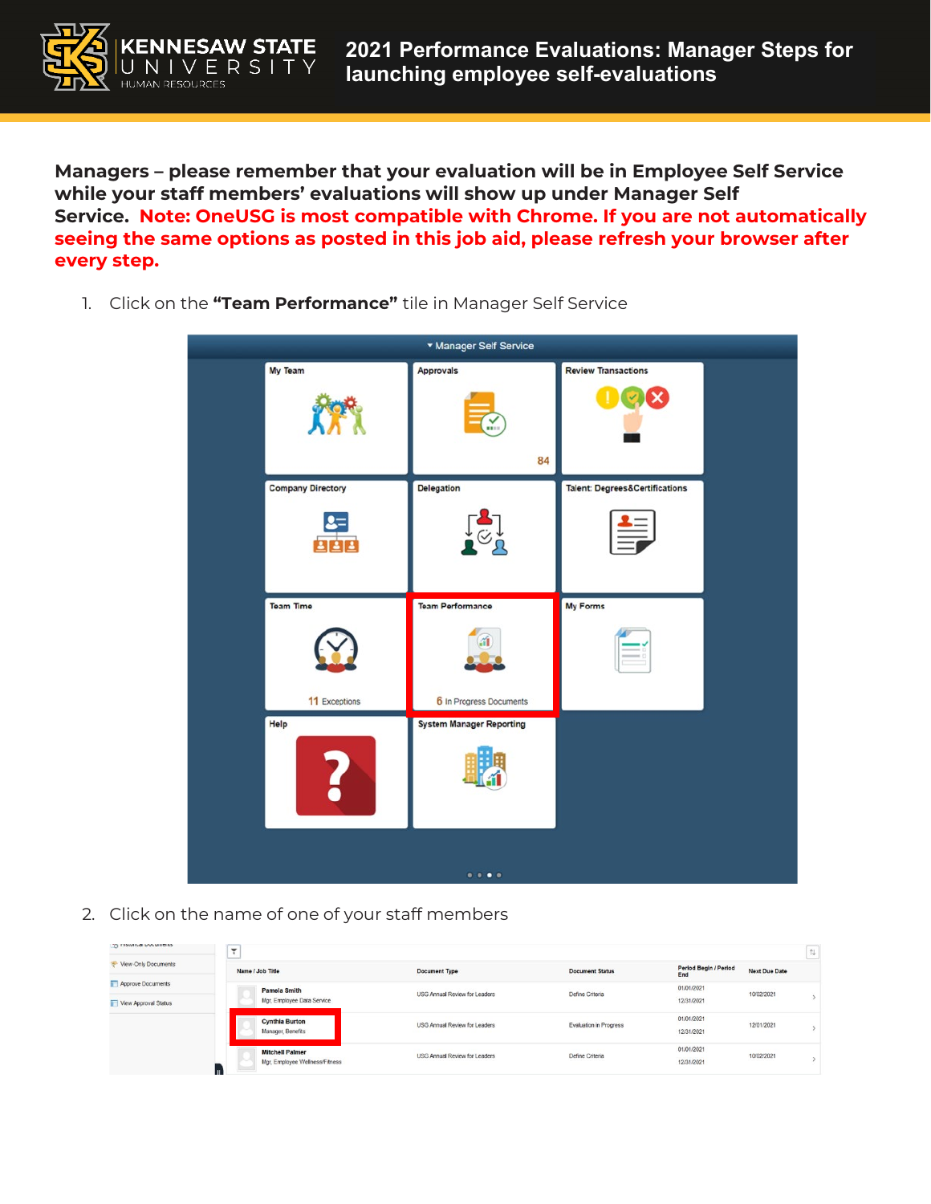# 2021 Performance Evaluations: Manager Steps for launching employee self-evaluations

**Managers – please remember that your evaluation will be in Employee Self Service while your staff members' evaluations will show up under Manager Self Service. Note: OneUSG is most compatible with Chrome. If you are not automatically seeing the same options as posted in this job aid, please refresh your browser after every step.**

1. Click on the **"Team Performance"** tile in Manager Self Service

2. Click on the name of one of your staff members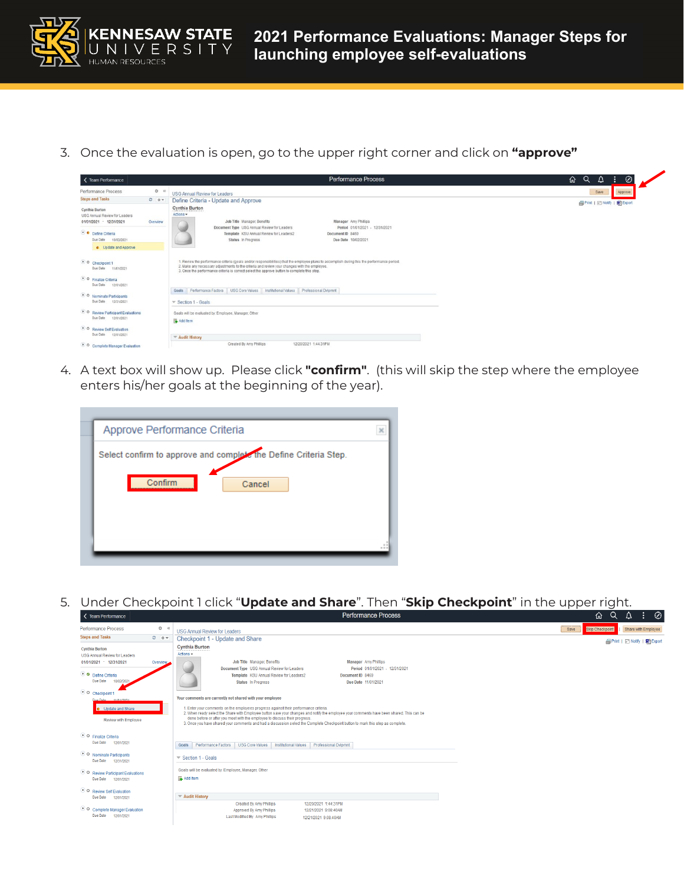# 2021 Performance Evaluations: Manager Steps for launching employee self-evaluations

3. Once the evaluation is open, go to the upper right corner and click on **"approve"**

4. A text box will show up. Please click **"confirm"**. (this will skip the step where the employee enters his/her goals at the beginning of the year).

5. Under Checkpoint 1 click "**Update and Share**". Then "**Skip Checkpoint**" in the upper right.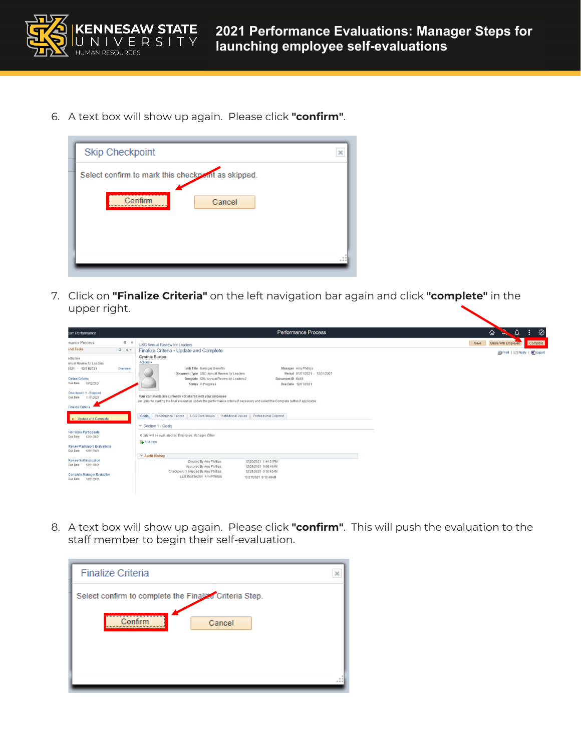6. A text box will show up again. Please click **"confirm"**.

7. Click on **"Finalize Criteria"** on the left navigation bar again and click **"complete"** in the upper right.

8. A text box will show up again. Please click **"confirm"**. This will push the evaluation to the staff member to begin their self-evaluation.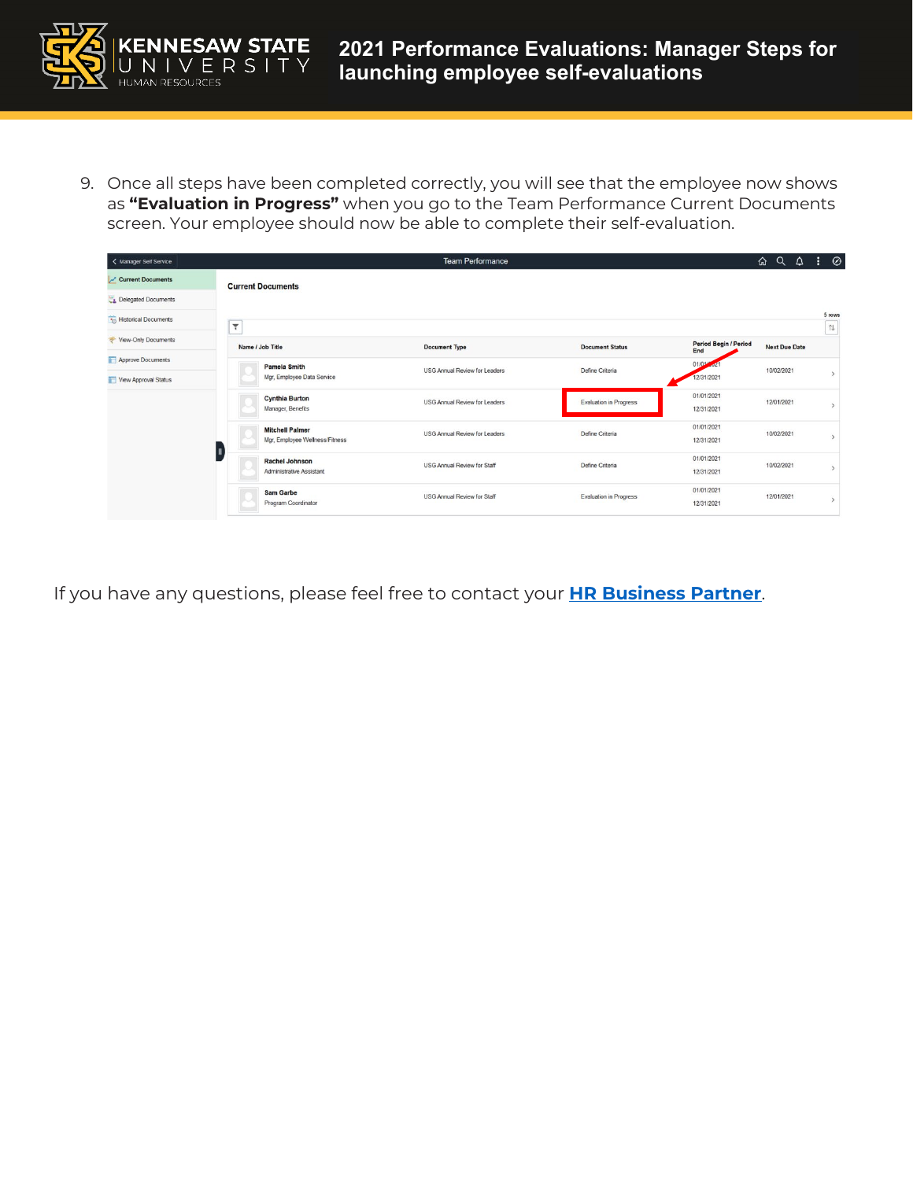9. Once all steps have been completed correctly, you will see that the employee now shows as **"Evaluation in Progress"** when you go to the Team Performance Current Documents screen. Your employee should now be able to complete their self-evaluation.

Manager Self Service

Team Performance

- Current Documents
- Delegated Documents
- Historical Documents
- View-Only Documents
- Approve Documents
- View Approval Status

**Current Documents**

5 rows

| Name / Job Title | Document Type | Document Status | Period Begin / Period End | Next Due Date |
|---|---|---|---|---|
| **Pamela Smith** Mgr, Employee Data Service | USG Annual Review for Leaders | Define Criteria | 01/01/2021 12/31/2021 | 10/02/2021 |
| **Cynthia Burton** Manager, Benefits | USG Annual Review for Leaders | Evaluation in Progress | 01/01/2021 12/31/2021 | 12/01/2021 |
| **Mitchell Palmer** Mgr, Employee Wellness/Fitness | USG Annual Review for Leaders | Define Criteria | 01/01/2021 12/31/2021 | 10/02/2021 |
| **Rachel Johnson** Administrative Assistant | USG Annual Review for Staff | Define Criteria | 01/01/2021 12/31/2021 | 10/02/2021 |
| **Sam Garbe** Program Coordinator | USG Annual Review for Staff | Evaluation in Progress | 01/01/2021 12/31/2021 | 12/01/2021 |

If you have any questions, please feel free to contact your [HR Business Partner](#).